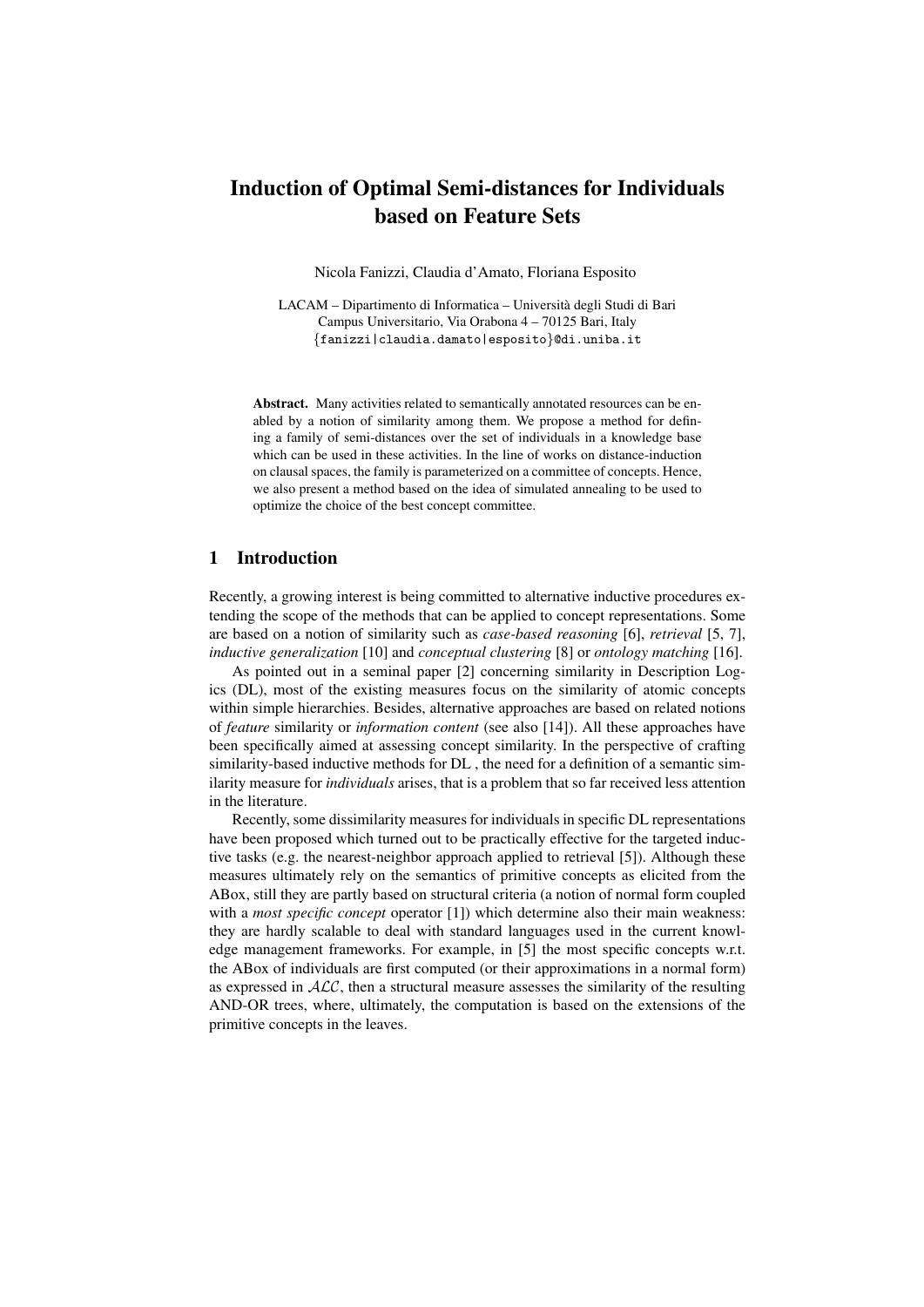# Induction of Optimal Semi-distances for Individuals based on Feature Sets

Nicola Fanizzi, Claudia d'Amato, Floriana Esposito

LACAM – Dipartimento di Informatica – Università degli Studi di Bari
Campus Universitario, Via Orabona 4 – 70125 Bari, Italy
{fanizzi|claudia.damato|esposito}@di.uniba.it

**Abstract.** Many activities related to semantically annotated resources can be enabled by a notion of similarity among them. We propose a method for defining a family of semi-distances over the set of individuals in a knowledge base which can be used in these activities. In the line of works on distance-induction on clausal spaces, the family is parameterized on a committee of concepts. Hence, we also present a method based on the idea of simulated annealing to be used to optimize the choice of the best concept committee.

## 1 Introduction

Recently, a growing interest is being committed to alternative inductive procedures extending the scope of the methods that can be applied to concept representations. Some are based on a notion of similarity such as *case-based reasoning* [6], *retrieval* [5, 7], *inductive generalization* [10] and *conceptual clustering* [8] or *ontology matching* [16].

As pointed out in a seminal paper [2] concerning similarity in Description Logics (DL), most of the existing measures focus on the similarity of atomic concepts within simple hierarchies. Besides, alternative approaches are based on related notions of *feature* similarity or *information content* (see also [14]). All these approaches have been specifically aimed at assessing concept similarity. In the perspective of crafting similarity-based inductive methods for DL , the need for a definition of a semantic similarity measure for *individuals* arises, that is a problem that so far received less attention in the literature.

Recently, some dissimilarity measures for individuals in specific DL representations have been proposed which turned out to be practically effective for the targeted inductive tasks (e.g. the nearest-neighbor approach applied to retrieval [5]). Although these measures ultimately rely on the semantics of primitive concepts as elicited from the ABox, still they are partly based on structural criteria (a notion of normal form coupled with a *most specific concept* operator [1]) which determine also their main weakness: they are hardly scalable to deal with standard languages used in the current knowledge management frameworks. For example, in [5] the most specific concepts w.r.t. the ABox of individuals are first computed (or their approximations in a normal form) as expressed in $\mathcal{ALC}$, then a structural measure assesses the similarity of the resulting AND-OR trees, where, ultimately, the computation is based on the extensions of the primitive concepts in the leaves.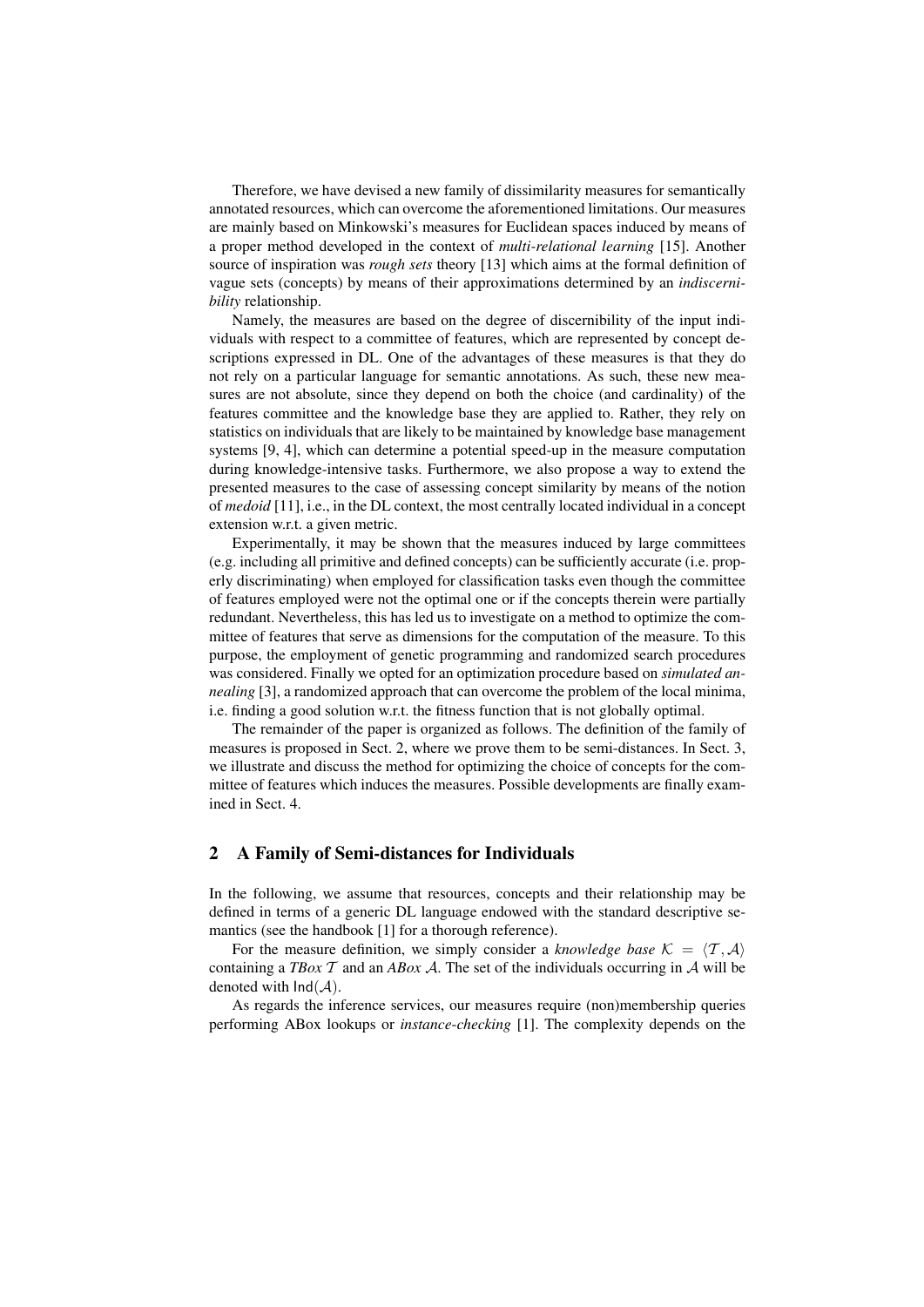Therefore, we have devised a new family of dissimilarity measures for semantically annotated resources, which can overcome the aforementioned limitations. Our measures are mainly based on Minkowski's measures for Euclidean spaces induced by means of a proper method developed in the context of *multi-relational learning* [15]. Another source of inspiration was *rough sets* theory [13] which aims at the formal definition of vague sets (concepts) by means of their approximations determined by an *indiscernibility* relationship.

Namely, the measures are based on the degree of discernibility of the input individuals with respect to a committee of features, which are represented by concept descriptions expressed in DL. One of the advantages of these measures is that they do not rely on a particular language for semantic annotations. As such, these new measures are not absolute, since they depend on both the choice (and cardinality) of the features committee and the knowledge base they are applied to. Rather, they rely on statistics on individuals that are likely to be maintained by knowledge base management systems [9, 4], which can determine a potential speed-up in the measure computation during knowledge-intensive tasks. Furthermore, we also propose a way to extend the presented measures to the case of assessing concept similarity by means of the notion of *medoid* [11], i.e., in the DL context, the most centrally located individual in a concept extension w.r.t. a given metric.

Experimentally, it may be shown that the measures induced by large committees (e.g. including all primitive and defined concepts) can be sufficiently accurate (i.e. properly discriminating) when employed for classification tasks even though the committee of features employed were not the optimal one or if the concepts therein were partially redundant. Nevertheless, this has led us to investigate on a method to optimize the committee of features that serve as dimensions for the computation of the measure. To this purpose, the employment of genetic programming and randomized search procedures was considered. Finally we opted for an optimization procedure based on *simulated annealing* [3], a randomized approach that can overcome the problem of the local minima, i.e. finding a good solution w.r.t. the fitness function that is not globally optimal.

The remainder of the paper is organized as follows. The definition of the family of measures is proposed in Sect. 2, where we prove them to be semi-distances. In Sect. 3, we illustrate and discuss the method for optimizing the choice of concepts for the committee of features which induces the measures. Possible developments are finally examined in Sect. 4.

## 2 A Family of Semi-distances for Individuals

In the following, we assume that resources, concepts and their relationship may be defined in terms of a generic DL language endowed with the standard descriptive semantics (see the handbook [1] for a thorough reference).

For the measure definition, we simply consider a *knowledge base* $\mathcal{K} = \langle \mathcal{T}, \mathcal{A} \rangle$ containing a *TBox* $\mathcal{T}$ and an *ABox* $\mathcal{A}$. The set of the individuals occurring in $\mathcal{A}$ will be denoted with $\mathsf{Ind}(\mathcal{A})$.

As regards the inference services, our measures require (non)membership queries performing ABox lookups or *instance-checking* [1]. The complexity depends on the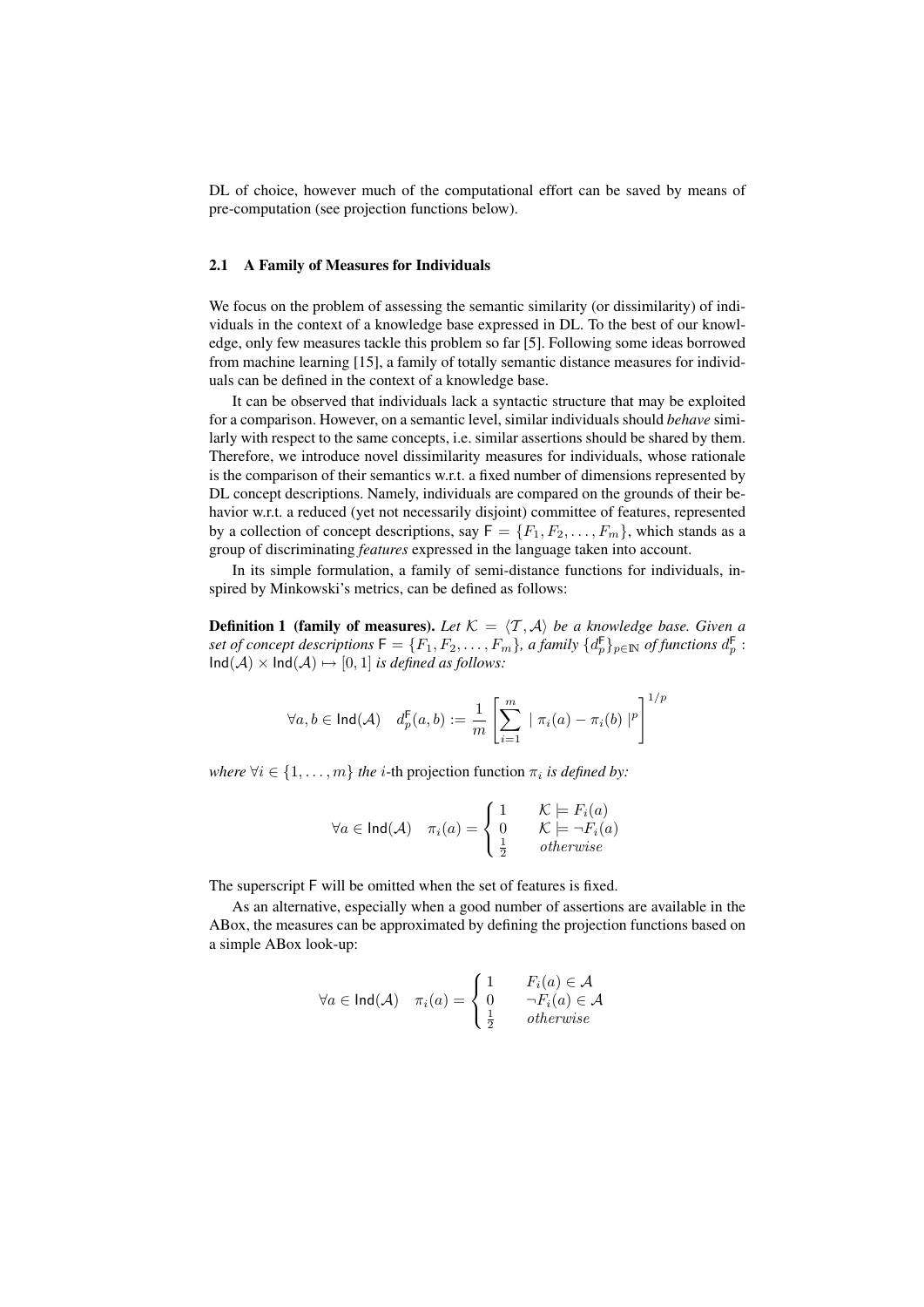DL of choice, however much of the computational effort can be saved by means of pre-computation (see projection functions below).

### 2.1 A Family of Measures for Individuals

We focus on the problem of assessing the semantic similarity (or dissimilarity) of individuals in the context of a knowledge base expressed in DL. To the best of our knowledge, only few measures tackle this problem so far [5]. Following some ideas borrowed from machine learning [15], a family of totally semantic distance measures for individuals can be defined in the context of a knowledge base.

It can be observed that individuals lack a syntactic structure that may be exploited for a comparison. However, on a semantic level, similar individuals should *behave* similarly with respect to the same concepts, i.e. similar assertions should be shared by them. Therefore, we introduce novel dissimilarity measures for individuals, whose rationale is the comparison of their semantics w.r.t. a fixed number of dimensions represented by DL concept descriptions. Namely, individuals are compared on the grounds of their behavior w.r.t. a reduced (yet not necessarily disjoint) committee of features, represented by a collection of concept descriptions, say $\mathsf{F} = \{F_1, F_2, \ldots, F_m\}$, which stands as a group of discriminating *features* expressed in the language taken into account.

In its simple formulation, a family of semi-distance functions for individuals, inspired by Minkowski's metrics, can be defined as follows:

**Definition 1 (family of measures).** *Let $\mathcal{K} = \langle \mathcal{T}, \mathcal{A} \rangle$ be a knowledge base. Given a set of concept descriptions $\mathsf{F} = \{F_1, F_2, \ldots, F_m\}$, a family $\{d_p^{\mathsf{F}}\}_{p \in \mathbb{N}}$ of functions $d_p^{\mathsf{F}} : \mathsf{Ind}(\mathcal{A}) \times \mathsf{Ind}(\mathcal{A}) \mapsto [0, 1]$ is defined as follows:*

$$\forall a, b \in \mathsf{Ind}(\mathcal{A}) \quad d_p^{\mathsf{F}}(a, b) := \frac{1}{m} \left[ \sum_{i=1}^{m} \mid \pi_i(a) - \pi_i(b) \mid^p \right]^{1/p}$$

*where $\forall i \in \{1, \ldots, m\}$ the $i$-th* projection function *$\pi_i$ is defined by:*

$$\forall a \in \mathsf{Ind}(\mathcal{A}) \quad \pi_i(a) = \begin{cases} 1 & \mathcal{K} \models F_i(a) \\ 0 & \mathcal{K} \models \neg F_i(a) \\ \frac{1}{2} & otherwise \end{cases}$$

The superscript $\mathsf{F}$ will be omitted when the set of features is fixed.

As an alternative, especially when a good number of assertions are available in the ABox, the measures can be approximated by defining the projection functions based on a simple ABox look-up:

$$\forall a \in \mathsf{Ind}(\mathcal{A}) \quad \pi_i(a) = \begin{cases} 1 & F_i(a) \in \mathcal{A} \\ 0 & \neg F_i(a) \in \mathcal{A} \\ \frac{1}{2} & otherwise \end{cases}$$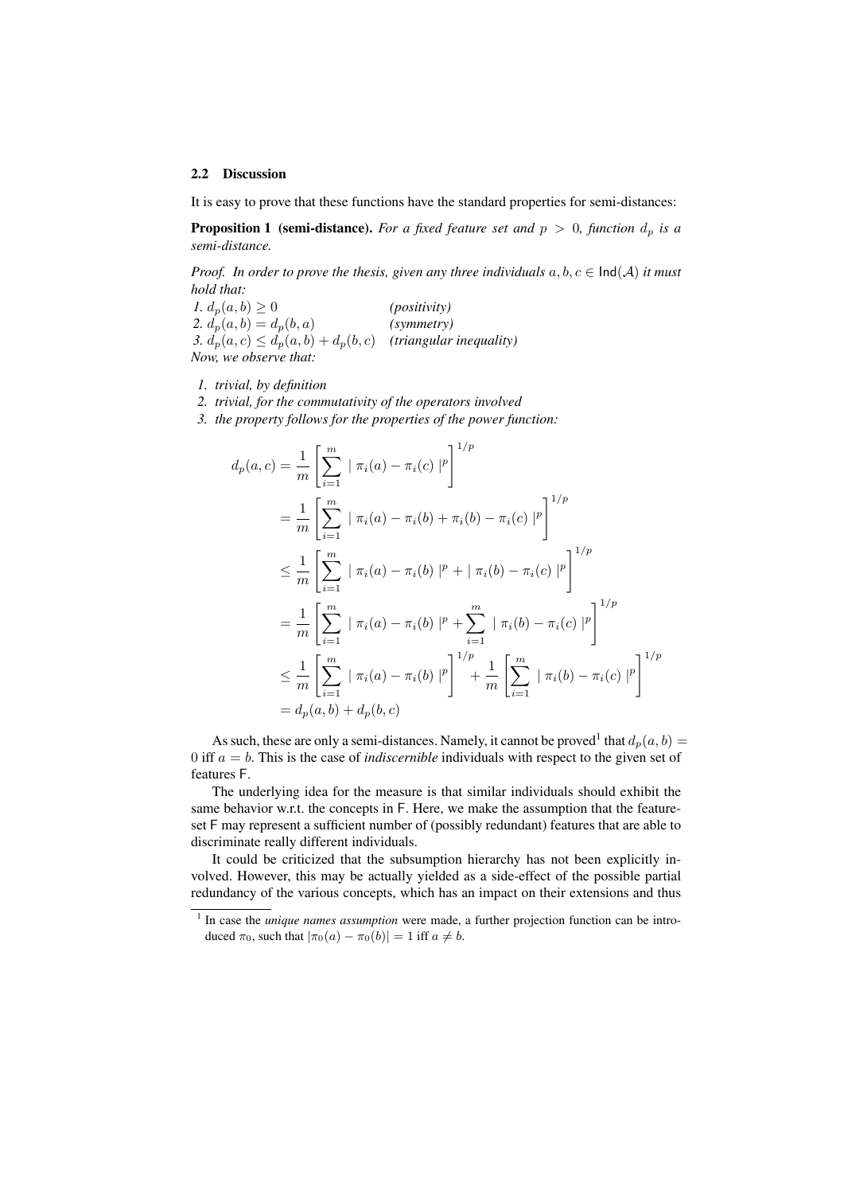### 2.2 Discussion

It is easy to prove that these functions have the standard properties for semi-distances:

**Proposition 1 (semi-distance).** *For a fixed feature set and $p > 0$, function $d_p$ is a semi-distance.*

*Proof. In order to prove the thesis, given any three individuals $a, b, c \in \mathsf{Ind}(\mathcal{A})$ it must hold that:*
*1. $d_p(a, b) \geq 0$ (positivity)*
*2. $d_p(a, b) = d_p(b, a)$ (symmetry)*
*3. $d_p(a, c) \leq d_p(a, b) + d_p(b, c)$ (triangular inequality)*
*Now, we observe that:*

1. *trivial, by definition*
2. *trivial, for the commutativity of the operators involved*
3. *the property follows for the properties of the power function:*

$$
\begin{aligned}
d_p(a, c) &= \frac{1}{m}\left[\sum_{i=1}^{m} \mid \pi_i(a) - \pi_i(c) \mid^p\right]^{1/p} \\
&= \frac{1}{m}\left[\sum_{i=1}^{m} \mid \pi_i(a) - \pi_i(b) + \pi_i(b) - \pi_i(c) \mid^p\right]^{1/p} \\
&\leq \frac{1}{m}\left[\sum_{i=1}^{m} \mid \pi_i(a) - \pi_i(b) \mid^p + \mid \pi_i(b) - \pi_i(c) \mid^p\right]^{1/p} \\
&= \frac{1}{m}\left[\sum_{i=1}^{m} \mid \pi_i(a) - \pi_i(b) \mid^p + \sum_{i=1}^{m} \mid \pi_i(b) - \pi_i(c) \mid^p\right]^{1/p} \\
&\leq \frac{1}{m}\left[\sum_{i=1}^{m} \mid \pi_i(a) - \pi_i(b) \mid^p\right]^{1/p} + \frac{1}{m}\left[\sum_{i=1}^{m} \mid \pi_i(b) - \pi_i(c) \mid^p\right]^{1/p} \\
&= d_p(a, b) + d_p(b, c)
\end{aligned}
$$

As such, these are only a semi-distances. Namely, it cannot be proved[1] that $d_p(a, b) = 0$ iff $a = b$. This is the case of *indiscernible* individuals with respect to the given set of features $\mathsf{F}$.

The underlying idea for the measure is that similar individuals should exhibit the same behavior w.r.t. the concepts in $\mathsf{F}$. Here, we make the assumption that the feature-set $\mathsf{F}$ may represent a sufficient number of (possibly redundant) features that are able to discriminate really different individuals.

It could be criticized that the subsumption hierarchy has not been explicitly involved. However, this may be actually yielded as a side-effect of the possible partial redundancy of the various concepts, which has an impact on their extensions and thus

[1] In case the *unique names assumption* were made, a further projection function can be introduced $\pi_0$, such that $|\pi_0(a) - \pi_0(b)| = 1$ iff $a \neq b$.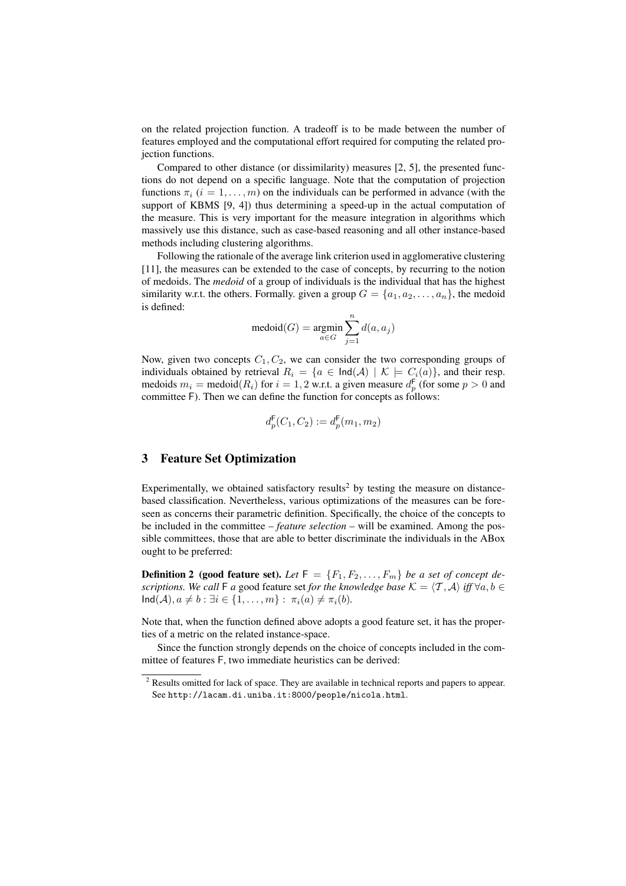on the related projection function. A tradeoff is to be made between the number of features employed and the computational effort required for computing the related projection functions.

Compared to other distance (or dissimilarity) measures [2, 5], the presented functions do not depend on a specific language. Note that the computation of projection functions $\pi_i$ ($i = 1, \ldots, m$) on the individuals can be performed in advance (with the support of KBMS [9, 4]) thus determining a speed-up in the actual computation of the measure. This is very important for the measure integration in algorithms which massively use this distance, such as case-based reasoning and all other instance-based methods including clustering algorithms.

Following the rationale of the average link criterion used in agglomerative clustering [11], the measures can be extended to the case of concepts, by recurring to the notion of medoids. The *medoid* of a group of individuals is the individual that has the highest similarity w.r.t. the others. Formally. given a group $G = \{a_1, a_2, \ldots, a_n\}$, the medoid is defined:

$$\text{medoid}(G) = \operatorname*{argmin}_{a \in G} \sum_{j=1}^{n} d(a, a_j)$$

Now, given two concepts $C_1, C_2$, we can consider the two corresponding groups of individuals obtained by retrieval $R_i = \{a \in \mathsf{Ind}(\mathcal{A}) \mid \mathcal{K} \models C_i(a)\}$, and their resp. medoids $m_i = \text{medoid}(R_i)$ for $i = 1, 2$ w.r.t. a given measure $d_p^{\mathsf{F}}$ (for some $p > 0$ and committee $\mathsf{F}$). Then we can define the function for concepts as follows:

$$d_p^{\mathsf{F}}(C_1, C_2) := d_p^{\mathsf{F}}(m_1, m_2)$$

## 3 Feature Set Optimization

Experimentally, we obtained satisfactory results[2] by testing the measure on distance-based classification. Nevertheless, various optimizations of the measures can be foreseen as concerns their parametric definition. Specifically, the choice of the concepts to be included in the committee – *feature selection* – will be examined. Among the possible committees, those that are able to better discriminate the individuals in the ABox ought to be preferred:

**Definition 2 (good feature set).** *Let* $\mathsf{F} = \{F_1, F_2, \ldots, F_m\}$ *be a set of concept descriptions. We call* $\mathsf{F}$ *a* good feature set *for the knowledge base* $\mathcal{K} = \langle \mathcal{T}, \mathcal{A} \rangle$ *iff* $\forall a, b \in \mathsf{Ind}(\mathcal{A}), a \neq b : \exists i \in \{1, \ldots, m\} : \pi_i(a) \neq \pi_i(b)$.

Note that, when the function defined above adopts a good feature set, it has the properties of a metric on the related instance-space.

Since the function strongly depends on the choice of concepts included in the committee of features $\mathsf{F}$, two immediate heuristics can be derived:

[2] Results omitted for lack of space. They are available in technical reports and papers to appear. See `http://lacam.di.uniba.it:8000/people/nicola.html`.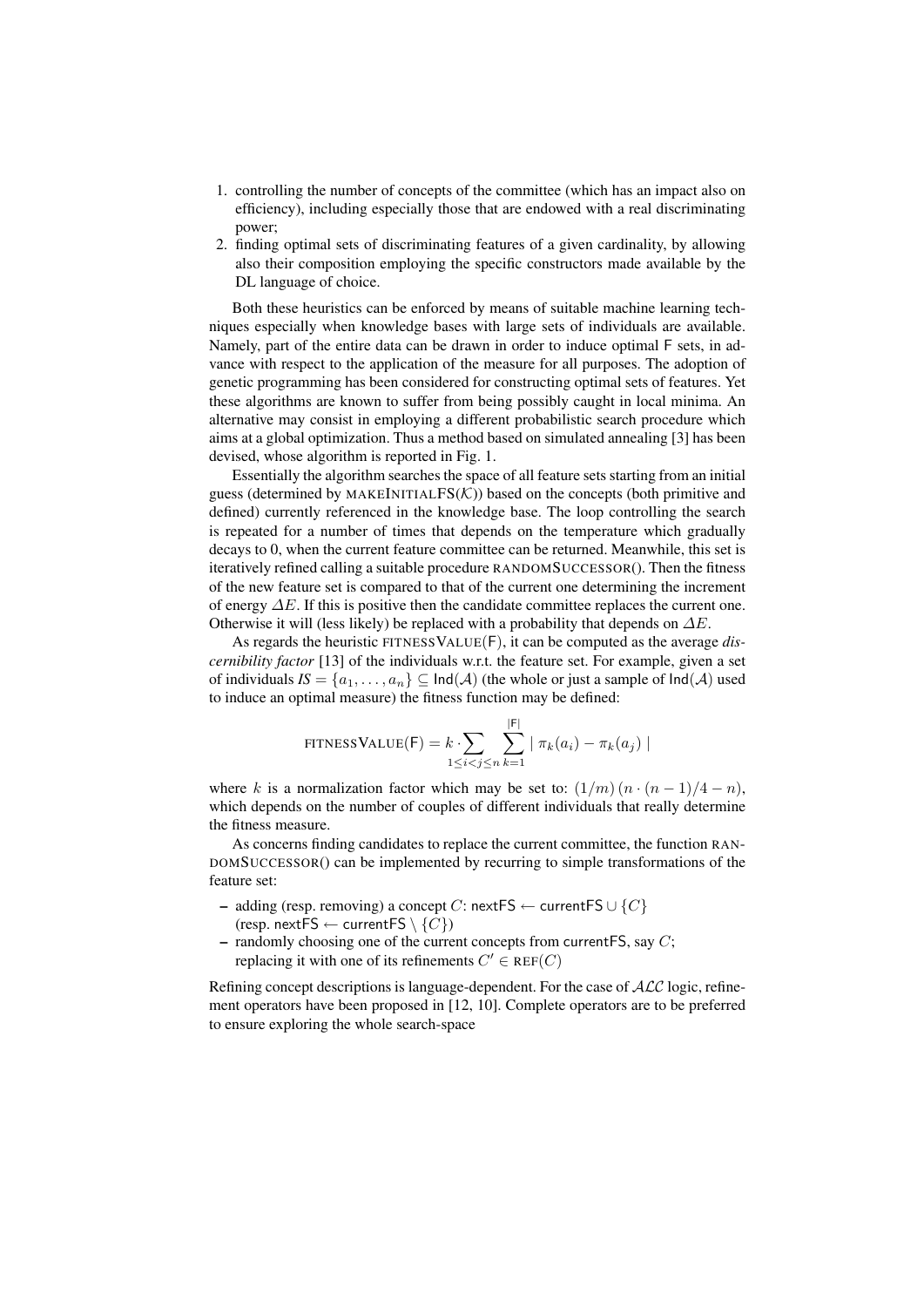1. controlling the number of concepts of the committee (which has an impact also on efficiency), including especially those that are endowed with a real discriminating power;
2. finding optimal sets of discriminating features of a given cardinality, by allowing also their composition employing the specific constructors made available by the DL language of choice.

Both these heuristics can be enforced by means of suitable machine learning techniques especially when knowledge bases with large sets of individuals are available. Namely, part of the entire data can be drawn in order to induce optimal F sets, in advance with respect to the application of the measure for all purposes. The adoption of genetic programming has been considered for constructing optimal sets of features. Yet these algorithms are known to suffer from being possibly caught in local minima. An alternative may consist in employing a different probabilistic search procedure which aims at a global optimization. Thus a method based on simulated annealing [3] has been devised, whose algorithm is reported in Fig. 1.

Essentially the algorithm searches the space of all feature sets starting from an initial guess (determined by MAKEINITIALFS($\mathcal{K}$)) based on the concepts (both primitive and defined) currently referenced in the knowledge base. The loop controlling the search is repeated for a number of times that depends on the temperature which gradually decays to 0, when the current feature committee can be returned. Meanwhile, this set is iteratively refined calling a suitable procedure RANDOMSUCCESSOR(). Then the fitness of the new feature set is compared to that of the current one determining the increment of energy $\Delta E$. If this is positive then the candidate committee replaces the current one. Otherwise it will (less likely) be replaced with a probability that depends on $\Delta E$.

As regards the heuristic FITNESSVALUE(F), it can be computed as the average *discernibility factor* [13] of the individuals w.r.t. the feature set. For example, given a set of individuals $IS = \{a_1, \ldots, a_n\} \subseteq \mathsf{Ind}(\mathcal{A})$ (the whole or just a sample of $\mathsf{Ind}(\mathcal{A})$ used to induce an optimal measure) the fitness function may be defined:

$$\text{FITNESSVALUE}(\mathsf{F}) = k \cdot \sum_{1 \leq i < j \leq n} \sum_{k=1}^{|\mathsf{F}|} | \pi_k(a_i) - \pi_k(a_j) |$$

where $k$ is a normalization factor which may be set to: $(1/m)\,(n \cdot (n-1)/4 - n)$, which depends on the number of couples of different individuals that really determine the fitness measure.

As concerns finding candidates to replace the current committee, the function RANDOMSUCCESSOR() can be implemented by recurring to simple transformations of the feature set:

- adding (resp. removing) a concept $C$: $\mathsf{nextFS} \leftarrow \mathsf{currentFS} \cup \{C\}$ (resp. $\mathsf{nextFS} \leftarrow \mathsf{currentFS} \setminus \{C\}$)
- randomly choosing one of the current concepts from currentFS, say $C$; replacing it with one of its refinements $C' \in \text{REF}(C)$

Refining concept descriptions is language-dependent. For the case of $\mathcal{ALC}$ logic, refinement operators have been proposed in [12, 10]. Complete operators are to be preferred to ensure exploring the whole search-space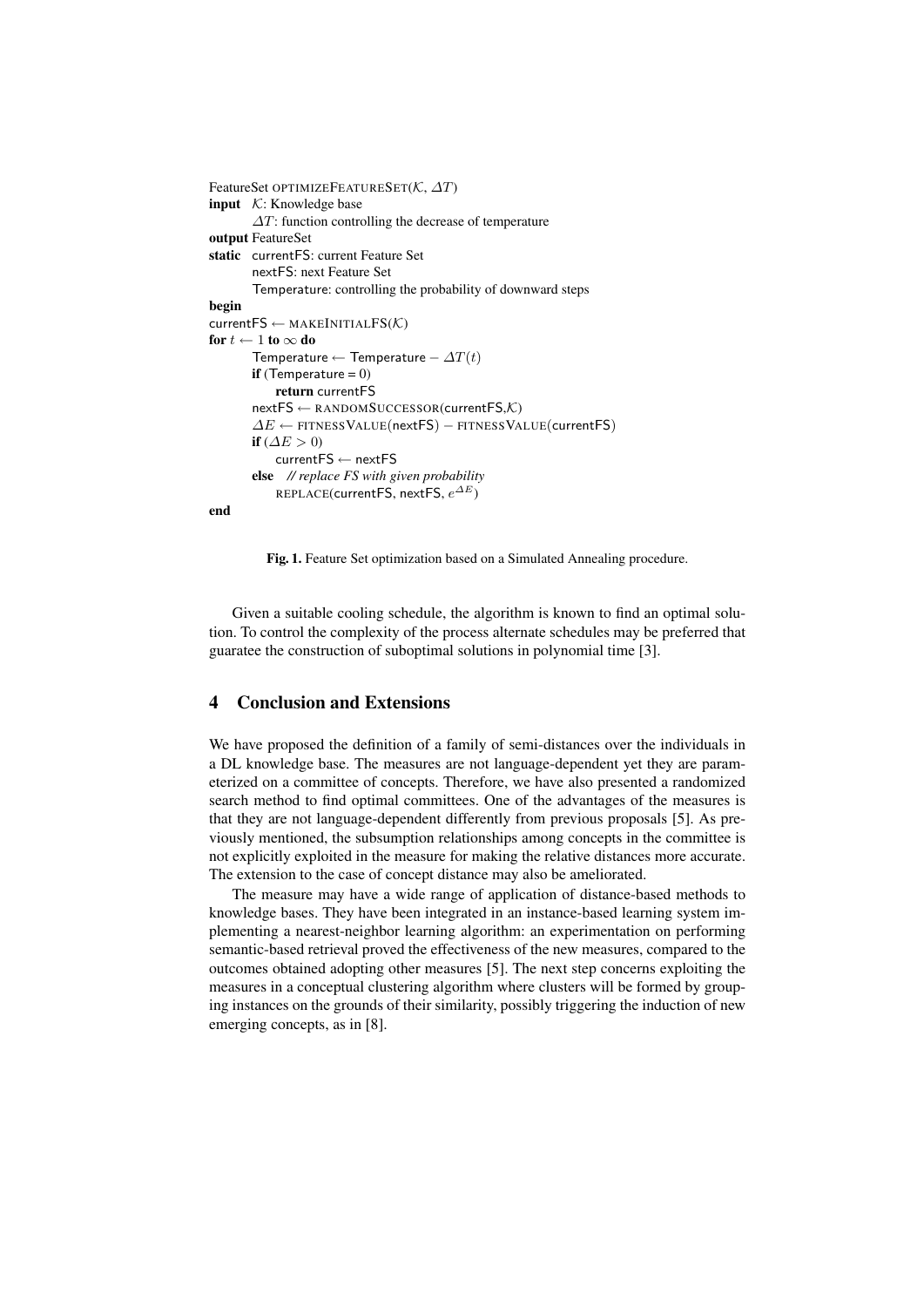```
FeatureSet OPTIMIZEFEATURESET(K, ΔT)
input   K: Knowledge base
        ΔT: function controlling the decrease of temperature
output FeatureSet
static  currentFS: current Feature Set
        nextFS: next Feature Set
        Temperature: controlling the probability of downward steps
begin
currentFS ← MAKEINITIALFS(K)
for t ← 1 to ∞ do
        Temperature ← Temperature − ΔT(t)
        if (Temperature = 0)
            return currentFS
        nextFS ← RANDOMSUCCESSOR(currentFS,K)
        ΔE ← FITNESSVALUE(nextFS) − FITNESSVALUE(currentFS)
        if (ΔE > 0)
            currentFS ← nextFS
        else   // replace FS with given probability
            REPLACE(currentFS, nextFS, e^ΔE)
end
```

**Fig. 1.** Feature Set optimization based on a Simulated Annealing procedure.

Given a suitable cooling schedule, the algorithm is known to find an optimal solution. To control the complexity of the process alternate schedules may be preferred that guaratee the construction of suboptimal solutions in polynomial time [3].

## 4 Conclusion and Extensions

We have proposed the definition of a family of semi-distances over the individuals in a DL knowledge base. The measures are not language-dependent yet they are parameterized on a committee of concepts. Therefore, we have also presented a randomized search method to find optimal committees. One of the advantages of the measures is that they are not language-dependent differently from previous proposals [5]. As previously mentioned, the subsumption relationships among concepts in the committee is not explicitly exploited in the measure for making the relative distances more accurate. The extension to the case of concept distance may also be ameliorated.

The measure may have a wide range of application of distance-based methods to knowledge bases. They have been integrated in an instance-based learning system implementing a nearest-neighbor learning algorithm: an experimentation on performing semantic-based retrieval proved the effectiveness of the new measures, compared to the outcomes obtained adopting other measures [5]. The next step concerns exploiting the measures in a conceptual clustering algorithm where clusters will be formed by grouping instances on the grounds of their similarity, possibly triggering the induction of new emerging concepts, as in [8].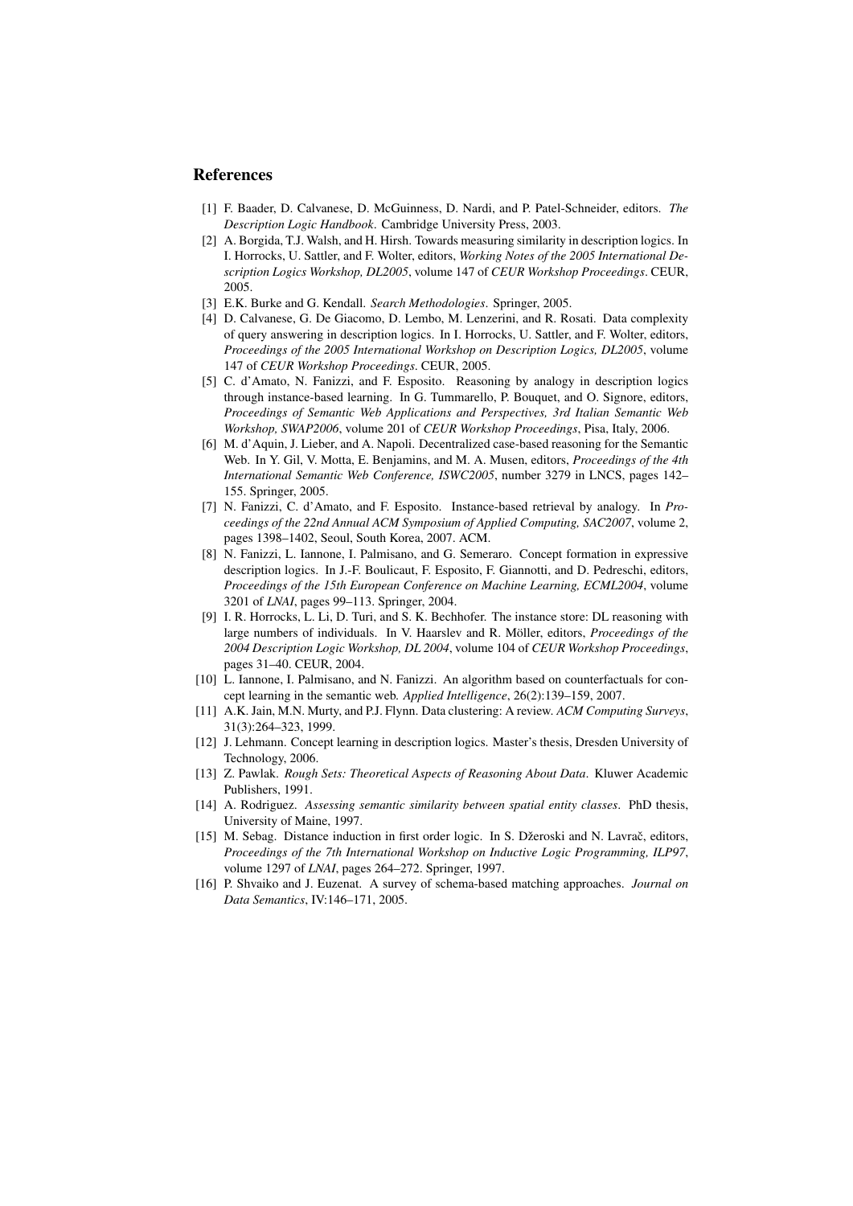## References

[1] F. Baader, D. Calvanese, D. McGuinness, D. Nardi, and P. Patel-Schneider, editors. *The Description Logic Handbook*. Cambridge University Press, 2003.

[2] A. Borgida, T.J. Walsh, and H. Hirsh. Towards measuring similarity in description logics. In I. Horrocks, U. Sattler, and F. Wolter, editors, *Working Notes of the 2005 International Description Logics Workshop, DL2005*, volume 147 of *CEUR Workshop Proceedings*. CEUR, 2005.

[3] E.K. Burke and G. Kendall. *Search Methodologies*. Springer, 2005.

[4] D. Calvanese, G. De Giacomo, D. Lembo, M. Lenzerini, and R. Rosati. Data complexity of query answering in description logics. In I. Horrocks, U. Sattler, and F. Wolter, editors, *Proceedings of the 2005 International Workshop on Description Logics, DL2005*, volume 147 of *CEUR Workshop Proceedings*. CEUR, 2005.

[5] C. d'Amato, N. Fanizzi, and F. Esposito. Reasoning by analogy in description logics through instance-based learning. In G. Tummarello, P. Bouquet, and O. Signore, editors, *Proceedings of Semantic Web Applications and Perspectives, 3rd Italian Semantic Web Workshop, SWAP2006*, volume 201 of *CEUR Workshop Proceedings*, Pisa, Italy, 2006.

[6] M. d'Aquin, J. Lieber, and A. Napoli. Decentralized case-based reasoning for the Semantic Web. In Y. Gil, V. Motta, E. Benjamins, and M. A. Musen, editors, *Proceedings of the 4th International Semantic Web Conference, ISWC2005*, number 3279 in LNCS, pages 142–155. Springer, 2005.

[7] N. Fanizzi, C. d'Amato, and F. Esposito. Instance-based retrieval by analogy. In *Proceedings of the 22nd Annual ACM Symposium of Applied Computing, SAC2007*, volume 2, pages 1398–1402, Seoul, South Korea, 2007. ACM.

[8] N. Fanizzi, L. Iannone, I. Palmisano, and G. Semeraro. Concept formation in expressive description logics. In J.-F. Boulicaut, F. Esposito, F. Giannotti, and D. Pedreschi, editors, *Proceedings of the 15th European Conference on Machine Learning, ECML2004*, volume 3201 of *LNAI*, pages 99–113. Springer, 2004.

[9] I. R. Horrocks, L. Li, D. Turi, and S. K. Bechhofer. The instance store: DL reasoning with large numbers of individuals. In V. Haarslev and R. Möller, editors, *Proceedings of the 2004 Description Logic Workshop, DL 2004*, volume 104 of *CEUR Workshop Proceedings*, pages 31–40. CEUR, 2004.

[10] L. Iannone, I. Palmisano, and N. Fanizzi. An algorithm based on counterfactuals for concept learning in the semantic web. *Applied Intelligence*, 26(2):139–159, 2007.

[11] A.K. Jain, M.N. Murty, and P.J. Flynn. Data clustering: A review. *ACM Computing Surveys*, 31(3):264–323, 1999.

[12] J. Lehmann. Concept learning in description logics. Master's thesis, Dresden University of Technology, 2006.

[13] Z. Pawlak. *Rough Sets: Theoretical Aspects of Reasoning About Data*. Kluwer Academic Publishers, 1991.

[14] A. Rodriguez. *Assessing semantic similarity between spatial entity classes*. PhD thesis, University of Maine, 1997.

[15] M. Sebag. Distance induction in first order logic. In S. Džeroski and N. Lavrač, editors, *Proceedings of the 7th International Workshop on Inductive Logic Programming, ILP97*, volume 1297 of *LNAI*, pages 264–272. Springer, 1997.

[16] P. Shvaiko and J. Euzenat. A survey of schema-based matching approaches. *Journal on Data Semantics*, IV:146–171, 2005.